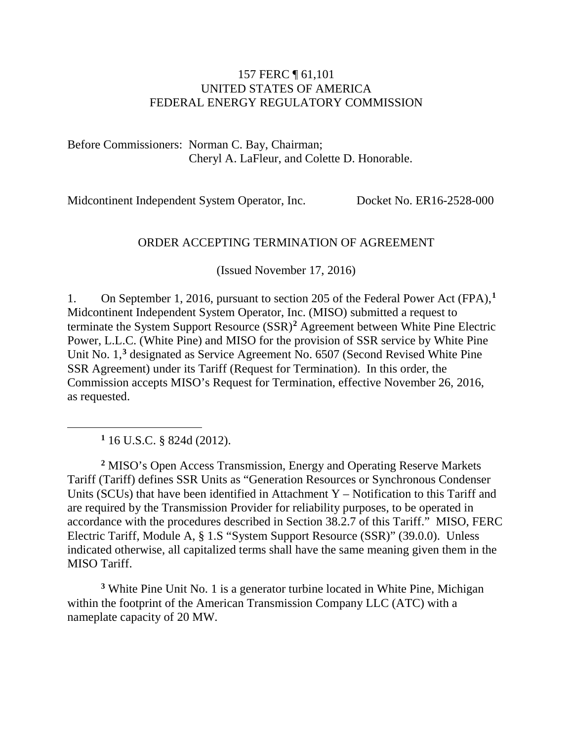157 FERC ¶ 61,101
UNITED STATES OF AMERICA
FEDERAL ENERGY REGULATORY COMMISSION

Before Commissioners: Norman C. Bay, Chairman;
Cheryl A. LaFleur, and Colette D. Honorable.

Midcontinent Independent System Operator, Inc. Docket No. ER16-2528-000

ORDER ACCEPTING TERMINATION OF AGREEMENT

(Issued November 17, 2016)

1. On September 1, 2016, pursuant to section 205 of the Federal Power Act (FPA),[1] Midcontinent Independent System Operator, Inc. (MISO) submitted a request to terminate the System Support Resource (SSR)[2] Agreement between White Pine Electric Power, L.L.C. (White Pine) and MISO for the provision of SSR service by White Pine Unit No. 1,[3] designated as Service Agreement No. 6507 (Second Revised White Pine SSR Agreement) under its Tariff (Request for Termination). In this order, the Commission accepts MISO's Request for Termination, effective November 26, 2016, as requested.

---

[1] 16 U.S.C. § 824d (2012).

[2] MISO's Open Access Transmission, Energy and Operating Reserve Markets Tariff (Tariff) defines SSR Units as "Generation Resources or Synchronous Condenser Units (SCUs) that have been identified in Attachment Y – Notification to this Tariff and are required by the Transmission Provider for reliability purposes, to be operated in accordance with the procedures described in Section 38.2.7 of this Tariff." MISO, FERC Electric Tariff, Module A, § 1.S "System Support Resource (SSR)" (39.0.0). Unless indicated otherwise, all capitalized terms shall have the same meaning given them in the MISO Tariff.

[3] White Pine Unit No. 1 is a generator turbine located in White Pine, Michigan within the footprint of the American Transmission Company LLC (ATC) with a nameplate capacity of 20 MW.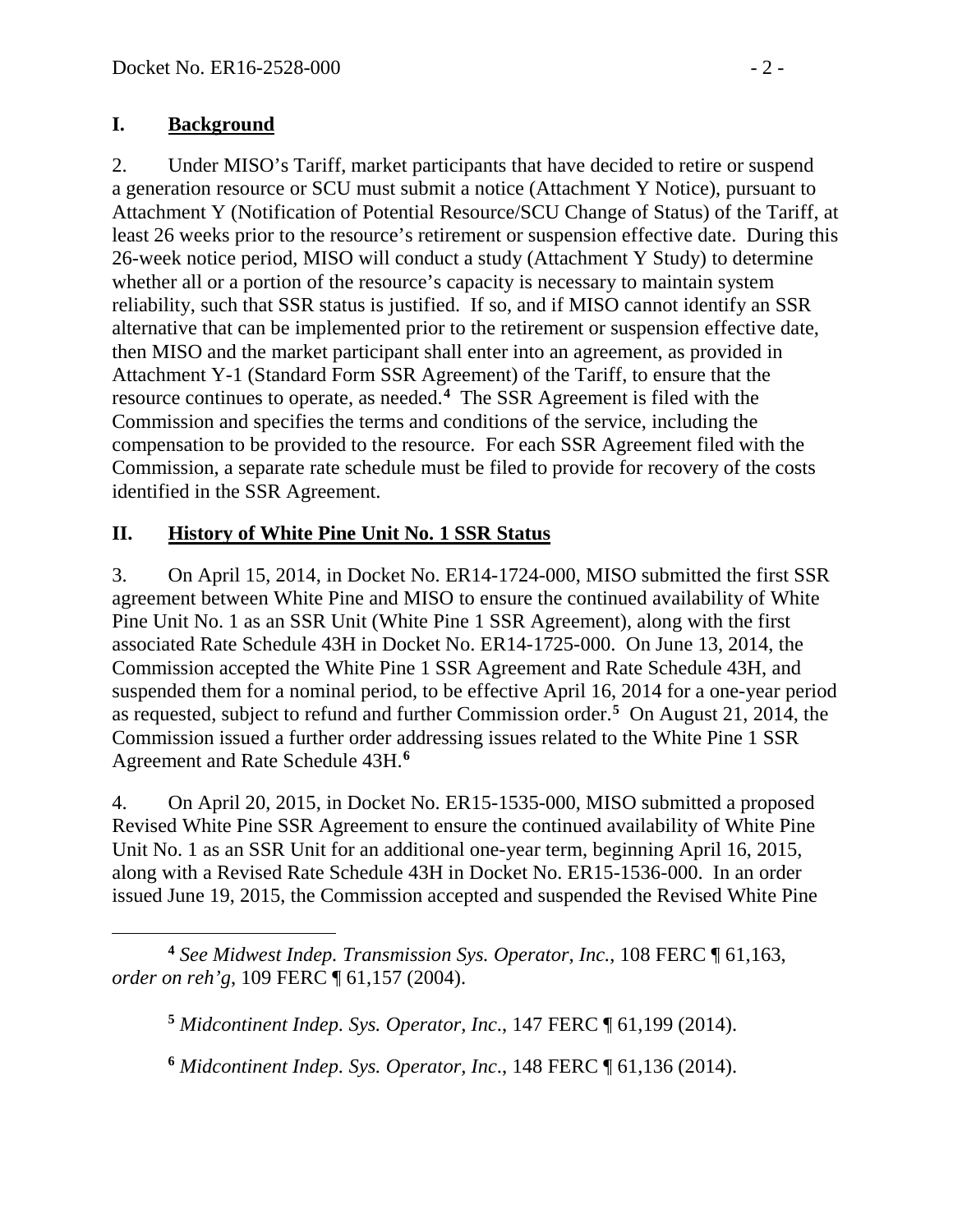## I. **Background**

2. Under MISO's Tariff, market participants that have decided to retire or suspend a generation resource or SCU must submit a notice (Attachment Y Notice), pursuant to Attachment Y (Notification of Potential Resource/SCU Change of Status) of the Tariff, at least 26 weeks prior to the resource's retirement or suspension effective date. During this 26-week notice period, MISO will conduct a study (Attachment Y Study) to determine whether all or a portion of the resource's capacity is necessary to maintain system reliability, such that SSR status is justified. If so, and if MISO cannot identify an SSR alternative that can be implemented prior to the retirement or suspension effective date, then MISO and the market participant shall enter into an agreement, as provided in Attachment Y-1 (Standard Form SSR Agreement) of the Tariff, to ensure that the resource continues to operate, as needed.[4] The SSR Agreement is filed with the Commission and specifies the terms and conditions of the service, including the compensation to be provided to the resource. For each SSR Agreement filed with the Commission, a separate rate schedule must be filed to provide for recovery of the costs identified in the SSR Agreement.

## II. **History of White Pine Unit No. 1 SSR Status**

3. On April 15, 2014, in Docket No. ER14-1724-000, MISO submitted the first SSR agreement between White Pine and MISO to ensure the continued availability of White Pine Unit No. 1 as an SSR Unit (White Pine 1 SSR Agreement), along with the first associated Rate Schedule 43H in Docket No. ER14-1725-000. On June 13, 2014, the Commission accepted the White Pine 1 SSR Agreement and Rate Schedule 43H, and suspended them for a nominal period, to be effective April 16, 2014 for a one-year period as requested, subject to refund and further Commission order.[5] On August 21, 2014, the Commission issued a further order addressing issues related to the White Pine 1 SSR Agreement and Rate Schedule 43H.[6]

4. On April 20, 2015, in Docket No. ER15-1535-000, MISO submitted a proposed Revised White Pine SSR Agreement to ensure the continued availability of White Pine Unit No. 1 as an SSR Unit for an additional one-year term, beginning April 16, 2015, along with a Revised Rate Schedule 43H in Docket No. ER15-1536-000. In an order issued June 19, 2015, the Commission accepted and suspended the Revised White Pine

---

[4] *See Midwest Indep. Transmission Sys. Operator, Inc.*, 108 FERC ¶ 61,163, *order on reh'g*, 109 FERC ¶ 61,157 (2004).

[5] *Midcontinent Indep. Sys. Operator, Inc.*, 147 FERC ¶ 61,199 (2014).

[6] *Midcontinent Indep. Sys. Operator, Inc.*, 148 FERC ¶ 61,136 (2014).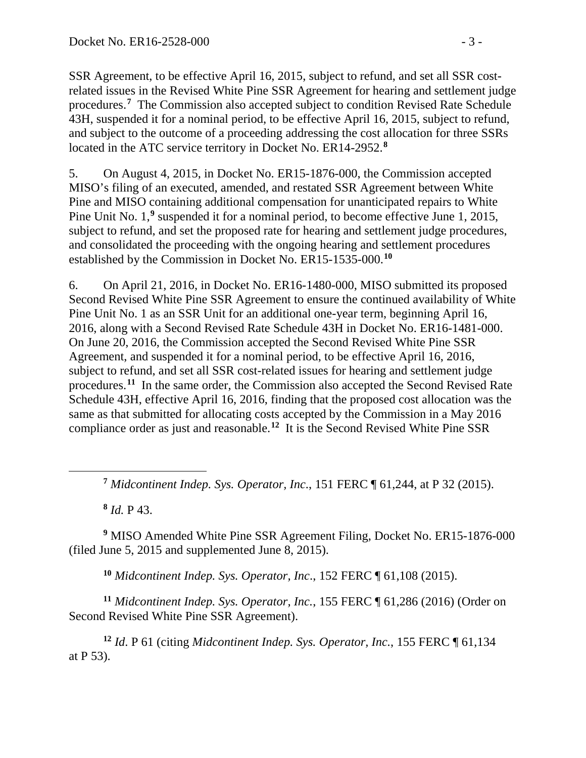SSR Agreement, to be effective April 16, 2015, subject to refund, and set all SSR cost-related issues in the Revised White Pine SSR Agreement for hearing and settlement judge procedures.[7] The Commission also accepted subject to condition Revised Rate Schedule 43H, suspended it for a nominal period, to be effective April 16, 2015, subject to refund, and subject to the outcome of a proceeding addressing the cost allocation for three SSRs located in the ATC service territory in Docket No. ER14-2952.[8]

5. On August 4, 2015, in Docket No. ER15-1876-000, the Commission accepted MISO's filing of an executed, amended, and restated SSR Agreement between White Pine and MISO containing additional compensation for unanticipated repairs to White Pine Unit No. 1,[9] suspended it for a nominal period, to become effective June 1, 2015, subject to refund, and set the proposed rate for hearing and settlement judge procedures, and consolidated the proceeding with the ongoing hearing and settlement procedures established by the Commission in Docket No. ER15-1535-000.[10]

6. On April 21, 2016, in Docket No. ER16-1480-000, MISO submitted its proposed Second Revised White Pine SSR Agreement to ensure the continued availability of White Pine Unit No. 1 as an SSR Unit for an additional one-year term, beginning April 16, 2016, along with a Second Revised Rate Schedule 43H in Docket No. ER16-1481-000. On June 20, 2016, the Commission accepted the Second Revised White Pine SSR Agreement, and suspended it for a nominal period, to be effective April 16, 2016, subject to refund, and set all SSR cost-related issues for hearing and settlement judge procedures.[11] In the same order, the Commission also accepted the Second Revised Rate Schedule 43H, effective April 16, 2016, finding that the proposed cost allocation was the same as that submitted for allocating costs accepted by the Commission in a May 2016 compliance order as just and reasonable.[12] It is the Second Revised White Pine SSR

---

[7] *Midcontinent Indep. Sys. Operator, Inc*., 151 FERC ¶ 61,244, at P 32 (2015).

[8] *Id.* P 43.

[9] MISO Amended White Pine SSR Agreement Filing, Docket No. ER15-1876-000 (filed June 5, 2015 and supplemented June 8, 2015).

[10] *Midcontinent Indep. Sys. Operator, Inc*., 152 FERC ¶ 61,108 (2015).

[11] *Midcontinent Indep. Sys. Operator, Inc.*, 155 FERC ¶ 61,286 (2016) (Order on Second Revised White Pine SSR Agreement).

[12] *Id*. P 61 (citing *Midcontinent Indep. Sys. Operator, Inc.*, 155 FERC ¶ 61,134 at P 53).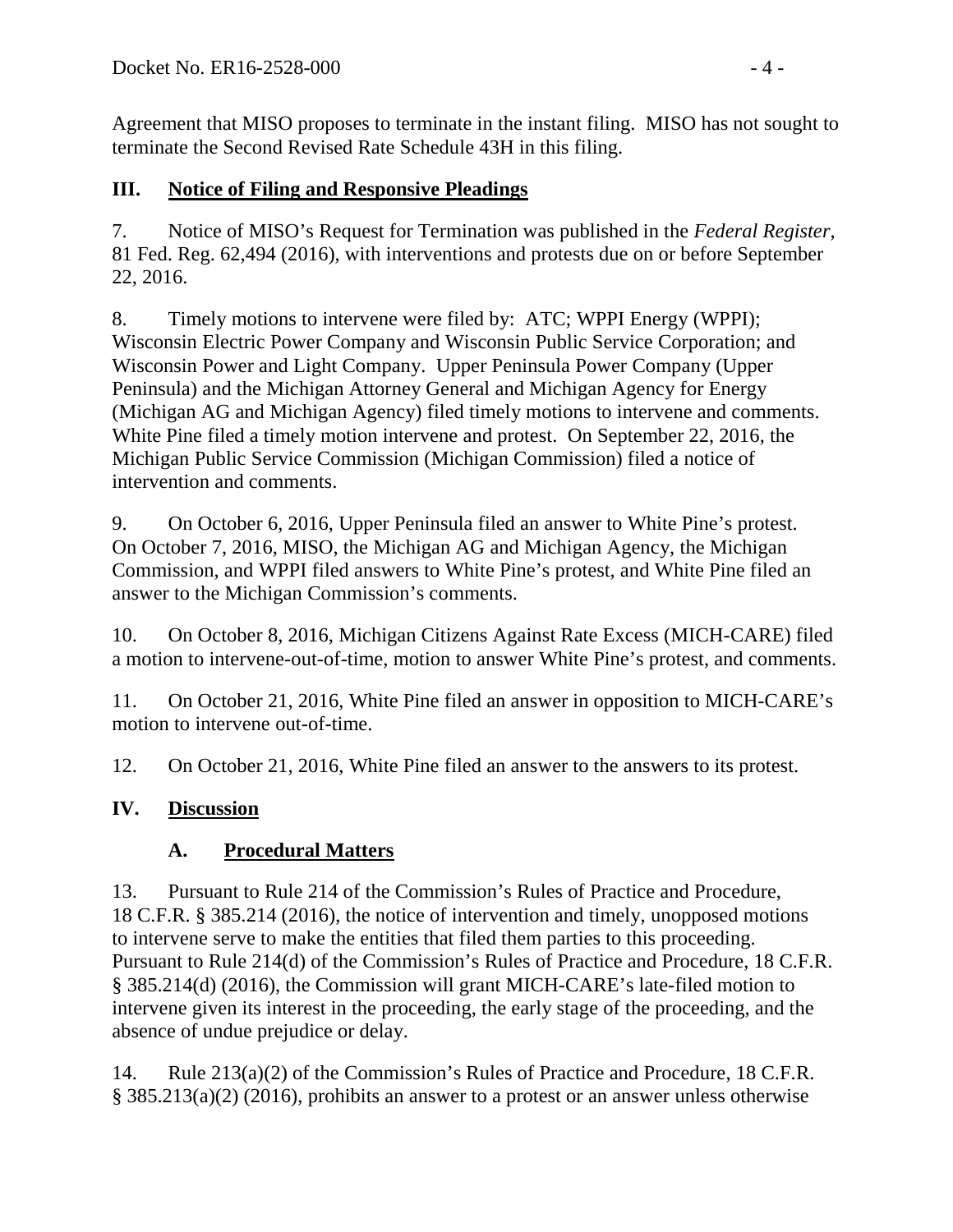Agreement that MISO proposes to terminate in the instant filing. MISO has not sought to terminate the Second Revised Rate Schedule 43H in this filing.

## III. Notice of Filing and Responsive Pleadings

7. Notice of MISO's Request for Termination was published in the *Federal Register*, 81 Fed. Reg. 62,494 (2016), with interventions and protests due on or before September 22, 2016.

8. Timely motions to intervene were filed by: ATC; WPPI Energy (WPPI); Wisconsin Electric Power Company and Wisconsin Public Service Corporation; and Wisconsin Power and Light Company. Upper Peninsula Power Company (Upper Peninsula) and the Michigan Attorney General and Michigan Agency for Energy (Michigan AG and Michigan Agency) filed timely motions to intervene and comments. White Pine filed a timely motion intervene and protest. On September 22, 2016, the Michigan Public Service Commission (Michigan Commission) filed a notice of intervention and comments.

9. On October 6, 2016, Upper Peninsula filed an answer to White Pine's protest. On October 7, 2016, MISO, the Michigan AG and Michigan Agency, the Michigan Commission, and WPPI filed answers to White Pine's protest, and White Pine filed an answer to the Michigan Commission's comments.

10. On October 8, 2016, Michigan Citizens Against Rate Excess (MICH-CARE) filed a motion to intervene-out-of-time, motion to answer White Pine's protest, and comments.

11. On October 21, 2016, White Pine filed an answer in opposition to MICH-CARE's motion to intervene out-of-time.

12. On October 21, 2016, White Pine filed an answer to the answers to its protest.

## IV. Discussion

### A. Procedural Matters

13. Pursuant to Rule 214 of the Commission's Rules of Practice and Procedure, 18 C.F.R. § 385.214 (2016), the notice of intervention and timely, unopposed motions to intervene serve to make the entities that filed them parties to this proceeding. Pursuant to Rule 214(d) of the Commission's Rules of Practice and Procedure, 18 C.F.R. § 385.214(d) (2016), the Commission will grant MICH-CARE's late-filed motion to intervene given its interest in the proceeding, the early stage of the proceeding, and the absence of undue prejudice or delay.

14. Rule 213(a)(2) of the Commission's Rules of Practice and Procedure, 18 C.F.R. § 385.213(a)(2) (2016), prohibits an answer to a protest or an answer unless otherwise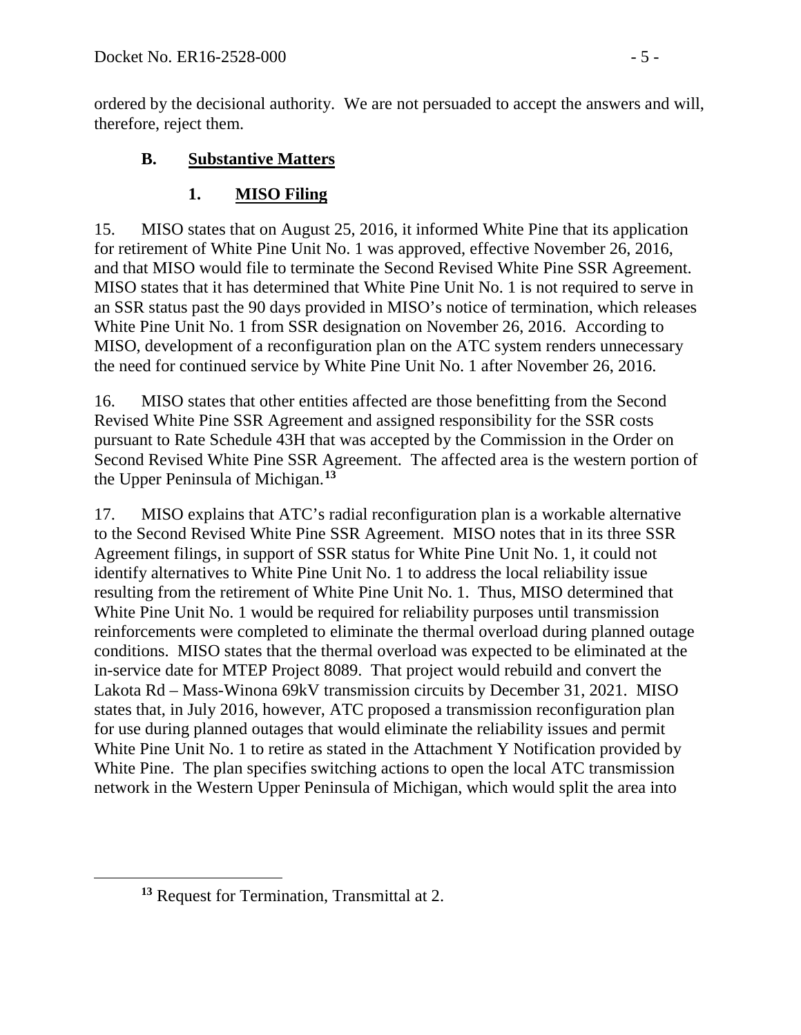ordered by the decisional authority. We are not persuaded to accept the answers and will, therefore, reject them.

### B. **Substantive Matters**

#### 1. **MISO Filing**

15. MISO states that on August 25, 2016, it informed White Pine that its application for retirement of White Pine Unit No. 1 was approved, effective November 26, 2016, and that MISO would file to terminate the Second Revised White Pine SSR Agreement. MISO states that it has determined that White Pine Unit No. 1 is not required to serve in an SSR status past the 90 days provided in MISO's notice of termination, which releases White Pine Unit No. 1 from SSR designation on November 26, 2016. According to MISO, development of a reconfiguration plan on the ATC system renders unnecessary the need for continued service by White Pine Unit No. 1 after November 26, 2016.

16. MISO states that other entities affected are those benefitting from the Second Revised White Pine SSR Agreement and assigned responsibility for the SSR costs pursuant to Rate Schedule 43H that was accepted by the Commission in the Order on Second Revised White Pine SSR Agreement. The affected area is the western portion of the Upper Peninsula of Michigan.[13]

17. MISO explains that ATC's radial reconfiguration plan is a workable alternative to the Second Revised White Pine SSR Agreement. MISO notes that in its three SSR Agreement filings, in support of SSR status for White Pine Unit No. 1, it could not identify alternatives to White Pine Unit No. 1 to address the local reliability issue resulting from the retirement of White Pine Unit No. 1. Thus, MISO determined that White Pine Unit No. 1 would be required for reliability purposes until transmission reinforcements were completed to eliminate the thermal overload during planned outage conditions. MISO states that the thermal overload was expected to be eliminated at the in-service date for MTEP Project 8089. That project would rebuild and convert the Lakota Rd – Mass-Winona 69kV transmission circuits by December 31, 2021. MISO states that, in July 2016, however, ATC proposed a transmission reconfiguration plan for use during planned outages that would eliminate the reliability issues and permit White Pine Unit No. 1 to retire as stated in the Attachment Y Notification provided by White Pine. The plan specifies switching actions to open the local ATC transmission network in the Western Upper Peninsula of Michigan, which would split the area into

[13] Request for Termination, Transmittal at 2.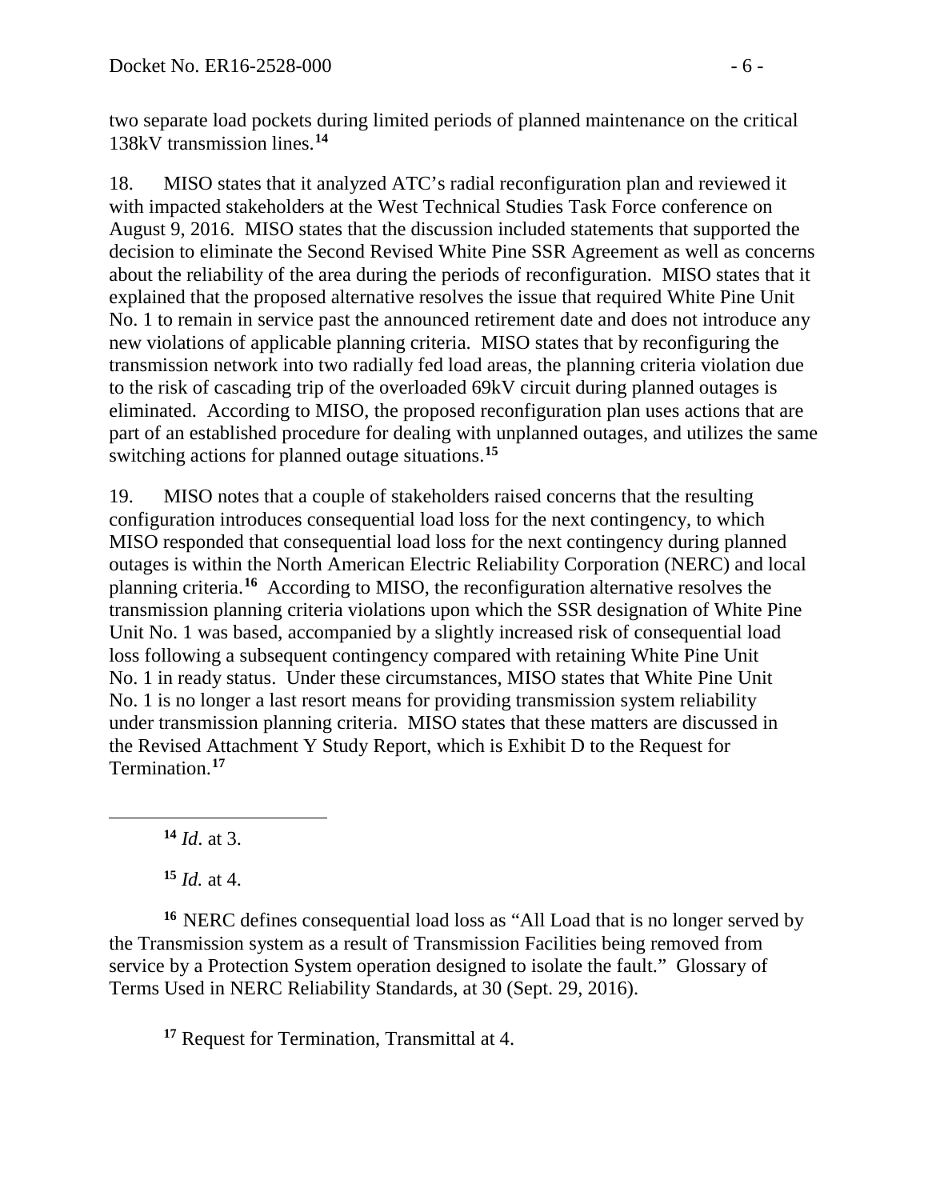two separate load pockets during limited periods of planned maintenance on the critical 138kV transmission lines.[14]

18. MISO states that it analyzed ATC's radial reconfiguration plan and reviewed it with impacted stakeholders at the West Technical Studies Task Force conference on August 9, 2016. MISO states that the discussion included statements that supported the decision to eliminate the Second Revised White Pine SSR Agreement as well as concerns about the reliability of the area during the periods of reconfiguration. MISO states that it explained that the proposed alternative resolves the issue that required White Pine Unit No. 1 to remain in service past the announced retirement date and does not introduce any new violations of applicable planning criteria. MISO states that by reconfiguring the transmission network into two radially fed load areas, the planning criteria violation due to the risk of cascading trip of the overloaded 69kV circuit during planned outages is eliminated. According to MISO, the proposed reconfiguration plan uses actions that are part of an established procedure for dealing with unplanned outages, and utilizes the same switching actions for planned outage situations.[15]

19. MISO notes that a couple of stakeholders raised concerns that the resulting configuration introduces consequential load loss for the next contingency, to which MISO responded that consequential load loss for the next contingency during planned outages is within the North American Electric Reliability Corporation (NERC) and local planning criteria.[16] According to MISO, the reconfiguration alternative resolves the transmission planning criteria violations upon which the SSR designation of White Pine Unit No. 1 was based, accompanied by a slightly increased risk of consequential load loss following a subsequent contingency compared with retaining White Pine Unit No. 1 in ready status. Under these circumstances, MISO states that White Pine Unit No. 1 is no longer a last resort means for providing transmission system reliability under transmission planning criteria. MISO states that these matters are discussed in the Revised Attachment Y Study Report, which is Exhibit D to the Request for Termination.[17]

---

[14] *Id*. at 3.

[15] *Id.* at 4.

[16] NERC defines consequential load loss as "All Load that is no longer served by the Transmission system as a result of Transmission Facilities being removed from service by a Protection System operation designed to isolate the fault." Glossary of Terms Used in NERC Reliability Standards, at 30 (Sept. 29, 2016).

[17] Request for Termination, Transmittal at 4.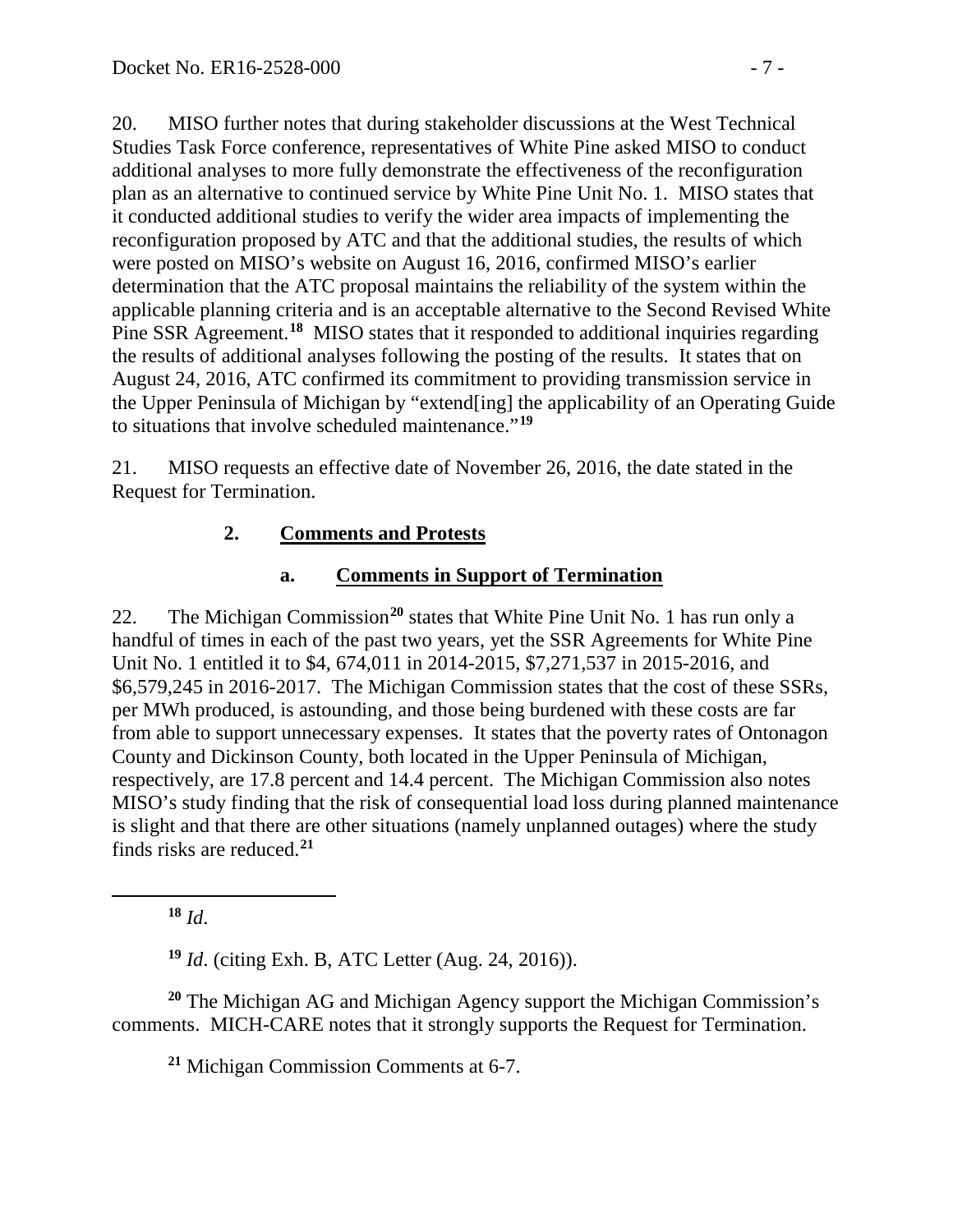20. MISO further notes that during stakeholder discussions at the West Technical Studies Task Force conference, representatives of White Pine asked MISO to conduct additional analyses to more fully demonstrate the effectiveness of the reconfiguration plan as an alternative to continued service by White Pine Unit No. 1. MISO states that it conducted additional studies to verify the wider area impacts of implementing the reconfiguration proposed by ATC and that the additional studies, the results of which were posted on MISO's website on August 16, 2016, confirmed MISO's earlier determination that the ATC proposal maintains the reliability of the system within the applicable planning criteria and is an acceptable alternative to the Second Revised White Pine SSR Agreement.[18] MISO states that it responded to additional inquiries regarding the results of additional analyses following the posting of the results. It states that on August 24, 2016, ATC confirmed its commitment to providing transmission service in the Upper Peninsula of Michigan by "extend[ing] the applicability of an Operating Guide to situations that involve scheduled maintenance."[19]

21. MISO requests an effective date of November 26, 2016, the date stated in the Request for Termination.

### 2. Comments and Protests

#### a. Comments in Support of Termination

22. The Michigan Commission[20] states that White Pine Unit No. 1 has run only a handful of times in each of the past two years, yet the SSR Agreements for White Pine Unit No. 1 entitled it to $4, 674,011 in 2014-2015, $7,271,537 in 2015-2016, and $6,579,245 in 2016-2017. The Michigan Commission states that the cost of these SSRs, per MWh produced, is astounding, and those being burdened with these costs are far from able to support unnecessary expenses. It states that the poverty rates of Ontonagon County and Dickinson County, both located in the Upper Peninsula of Michigan, respectively, are 17.8 percent and 14.4 percent. The Michigan Commission also notes MISO's study finding that the risk of consequential load loss during planned maintenance is slight and that there are other situations (namely unplanned outages) where the study finds risks are reduced.[21]

---

[18] *Id*.

[19] *Id*. (citing Exh. B, ATC Letter (Aug. 24, 2016)).

[20] The Michigan AG and Michigan Agency support the Michigan Commission's comments. MICH-CARE notes that it strongly supports the Request for Termination.

[21] Michigan Commission Comments at 6-7.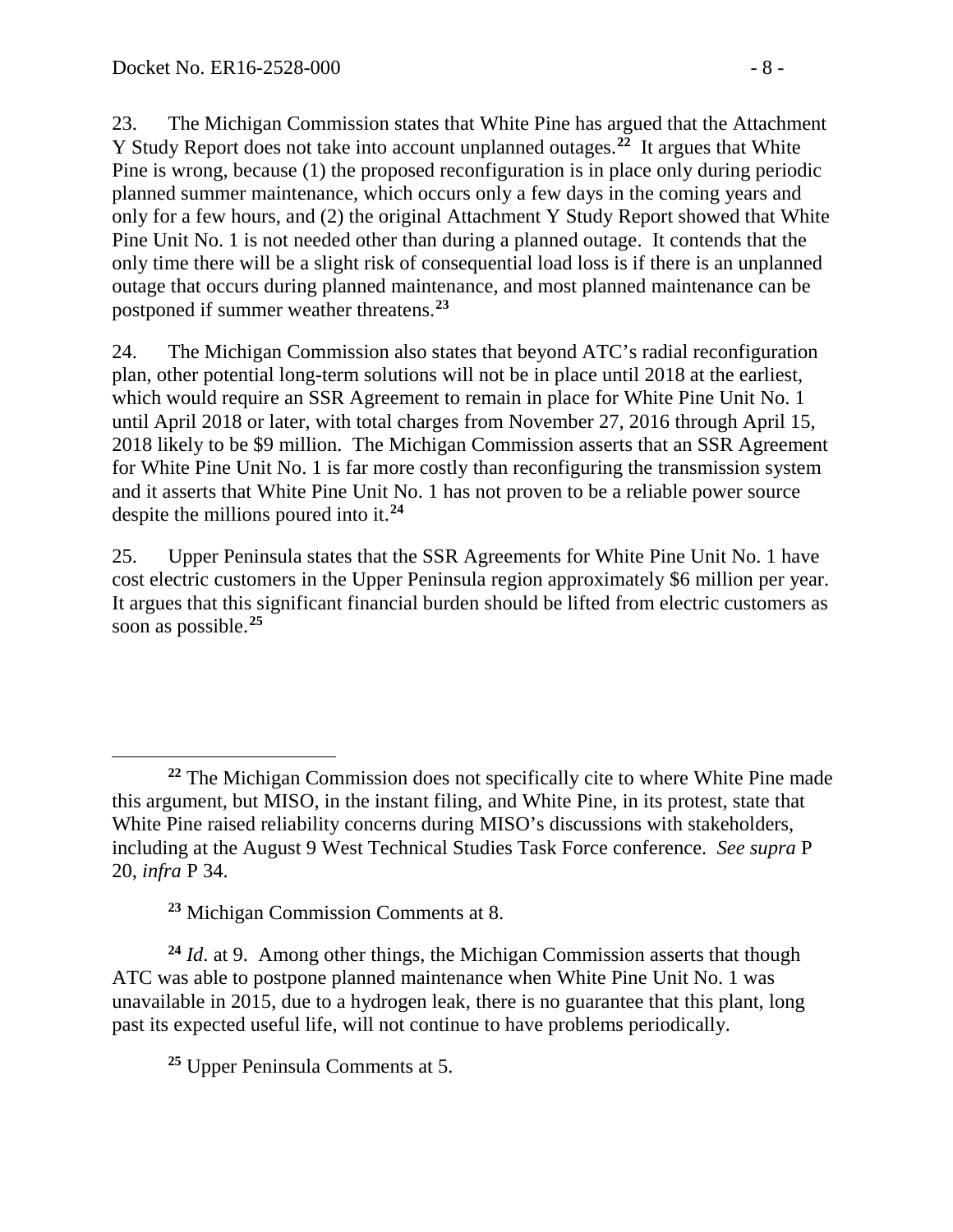23. The Michigan Commission states that White Pine has argued that the Attachment Y Study Report does not take into account unplanned outages.[22] It argues that White Pine is wrong, because (1) the proposed reconfiguration is in place only during periodic planned summer maintenance, which occurs only a few days in the coming years and only for a few hours, and (2) the original Attachment Y Study Report showed that White Pine Unit No. 1 is not needed other than during a planned outage. It contends that the only time there will be a slight risk of consequential load loss is if there is an unplanned outage that occurs during planned maintenance, and most planned maintenance can be postponed if summer weather threatens.[23]

24. The Michigan Commission also states that beyond ATC's radial reconfiguration plan, other potential long-term solutions will not be in place until 2018 at the earliest, which would require an SSR Agreement to remain in place for White Pine Unit No. 1 until April 2018 or later, with total charges from November 27, 2016 through April 15, 2018 likely to be $9 million. The Michigan Commission asserts that an SSR Agreement for White Pine Unit No. 1 is far more costly than reconfiguring the transmission system and it asserts that White Pine Unit No. 1 has not proven to be a reliable power source despite the millions poured into it.[24]

25. Upper Peninsula states that the SSR Agreements for White Pine Unit No. 1 have cost electric customers in the Upper Peninsula region approximately $6 million per year. It argues that this significant financial burden should be lifted from electric customers as soon as possible.[25]

---

[22] The Michigan Commission does not specifically cite to where White Pine made this argument, but MISO, in the instant filing, and White Pine, in its protest, state that White Pine raised reliability concerns during MISO's discussions with stakeholders, including at the August 9 West Technical Studies Task Force conference. *See supra* P 20, *infra* P 34.

[23] Michigan Commission Comments at 8.

[24] *Id*. at 9. Among other things, the Michigan Commission asserts that though ATC was able to postpone planned maintenance when White Pine Unit No. 1 was unavailable in 2015, due to a hydrogen leak, there is no guarantee that this plant, long past its expected useful life, will not continue to have problems periodically.

[25] Upper Peninsula Comments at 5.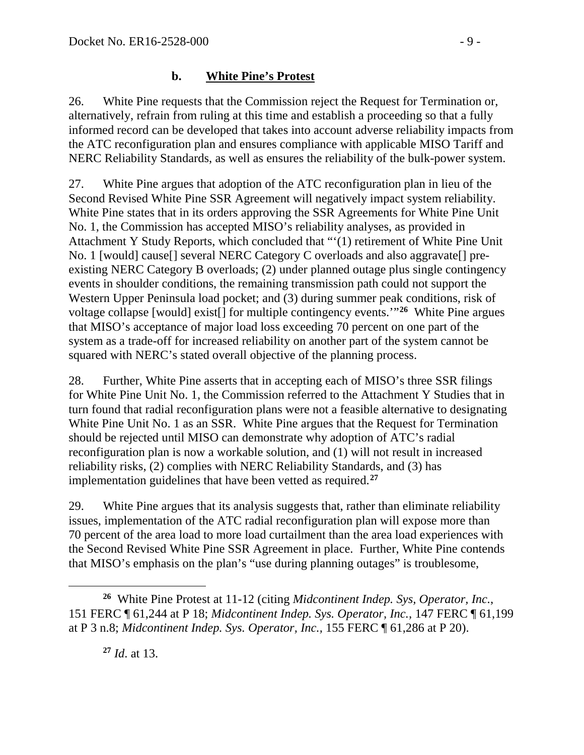### b. **White Pine's Protest**

26. White Pine requests that the Commission reject the Request for Termination or, alternatively, refrain from ruling at this time and establish a proceeding so that a fully informed record can be developed that takes into account adverse reliability impacts from the ATC reconfiguration plan and ensures compliance with applicable MISO Tariff and NERC Reliability Standards, as well as ensures the reliability of the bulk-power system.

27. White Pine argues that adoption of the ATC reconfiguration plan in lieu of the Second Revised White Pine SSR Agreement will negatively impact system reliability. White Pine states that in its orders approving the SSR Agreements for White Pine Unit No. 1, the Commission has accepted MISO's reliability analyses, as provided in Attachment Y Study Reports, which concluded that "'(1) retirement of White Pine Unit No. 1 [would] cause[] several NERC Category C overloads and also aggravate[] pre-existing NERC Category B overloads; (2) under planned outage plus single contingency events in shoulder conditions, the remaining transmission path could not support the Western Upper Peninsula load pocket; and (3) during summer peak conditions, risk of voltage collapse [would] exist[] for multiple contingency events.'"[26] White Pine argues that MISO's acceptance of major load loss exceeding 70 percent on one part of the system as a trade-off for increased reliability on another part of the system cannot be squared with NERC's stated overall objective of the planning process.

28. Further, White Pine asserts that in accepting each of MISO's three SSR filings for White Pine Unit No. 1, the Commission referred to the Attachment Y Studies that in turn found that radial reconfiguration plans were not a feasible alternative to designating White Pine Unit No. 1 as an SSR. White Pine argues that the Request for Termination should be rejected until MISO can demonstrate why adoption of ATC's radial reconfiguration plan is now a workable solution, and (1) will not result in increased reliability risks, (2) complies with NERC Reliability Standards, and (3) has implementation guidelines that have been vetted as required.[27]

29. White Pine argues that its analysis suggests that, rather than eliminate reliability issues, implementation of the ATC radial reconfiguration plan will expose more than 70 percent of the area load to more load curtailment than the area load experiences with the Second Revised White Pine SSR Agreement in place. Further, White Pine contends that MISO's emphasis on the plan's "use during planning outages" is troublesome,

---

[26] White Pine Protest at 11-12 (citing *Midcontinent Indep. Sys. Operator, Inc.*, 151 FERC ¶ 61,244 at P 18; *Midcontinent Indep. Sys. Operator, Inc.*, 147 FERC ¶ 61,199 at P 3 n.8; *Midcontinent Indep. Sys. Operator, Inc.*, 155 FERC ¶ 61,286 at P 20).

[27] *Id*. at 13.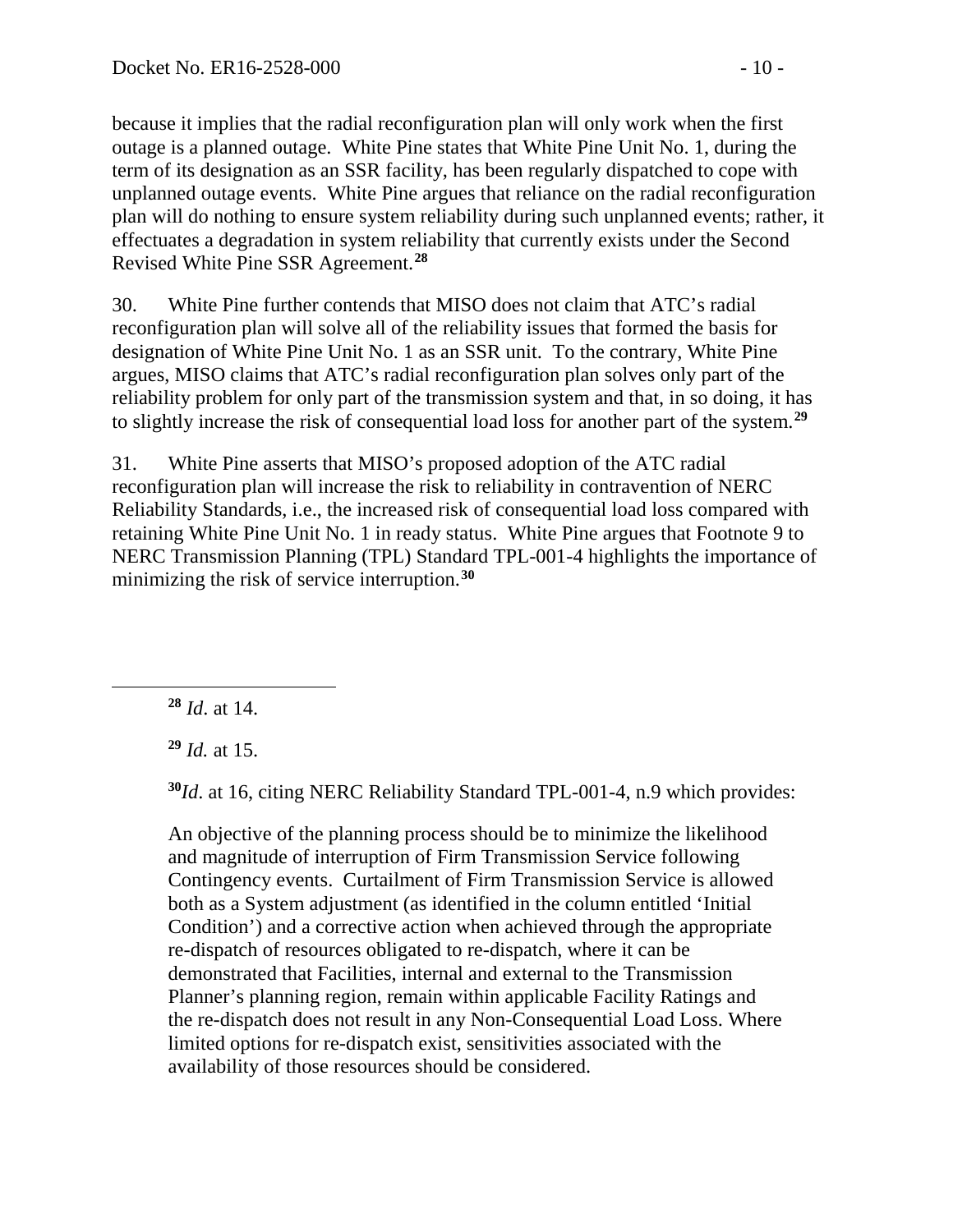because it implies that the radial reconfiguration plan will only work when the first outage is a planned outage. White Pine states that White Pine Unit No. 1, during the term of its designation as an SSR facility, has been regularly dispatched to cope with unplanned outage events. White Pine argues that reliance on the radial reconfiguration plan will do nothing to ensure system reliability during such unplanned events; rather, it effectuates a degradation in system reliability that currently exists under the Second Revised White Pine SSR Agreement.[28]

30. White Pine further contends that MISO does not claim that ATC's radial reconfiguration plan will solve all of the reliability issues that formed the basis for designation of White Pine Unit No. 1 as an SSR unit. To the contrary, White Pine argues, MISO claims that ATC's radial reconfiguration plan solves only part of the reliability problem for only part of the transmission system and that, in so doing, it has to slightly increase the risk of consequential load loss for another part of the system.[29]

31. White Pine asserts that MISO's proposed adoption of the ATC radial reconfiguration plan will increase the risk to reliability in contravention of NERC Reliability Standards, i.e., the increased risk of consequential load loss compared with retaining White Pine Unit No. 1 in ready status. White Pine argues that Footnote 9 to NERC Transmission Planning (TPL) Standard TPL-001-4 highlights the importance of minimizing the risk of service interruption.[30]

---

[28] *Id*. at 14.

[29] *Id.* at 15.

[30] *Id*. at 16, citing NERC Reliability Standard TPL-001-4, n.9 which provides:

> An objective of the planning process should be to minimize the likelihood and magnitude of interruption of Firm Transmission Service following Contingency events. Curtailment of Firm Transmission Service is allowed both as a System adjustment (as identified in the column entitled 'Initial Condition') and a corrective action when achieved through the appropriate re-dispatch of resources obligated to re-dispatch, where it can be demonstrated that Facilities, internal and external to the Transmission Planner's planning region, remain within applicable Facility Ratings and the re-dispatch does not result in any Non-Consequential Load Loss. Where limited options for re-dispatch exist, sensitivities associated with the availability of those resources should be considered.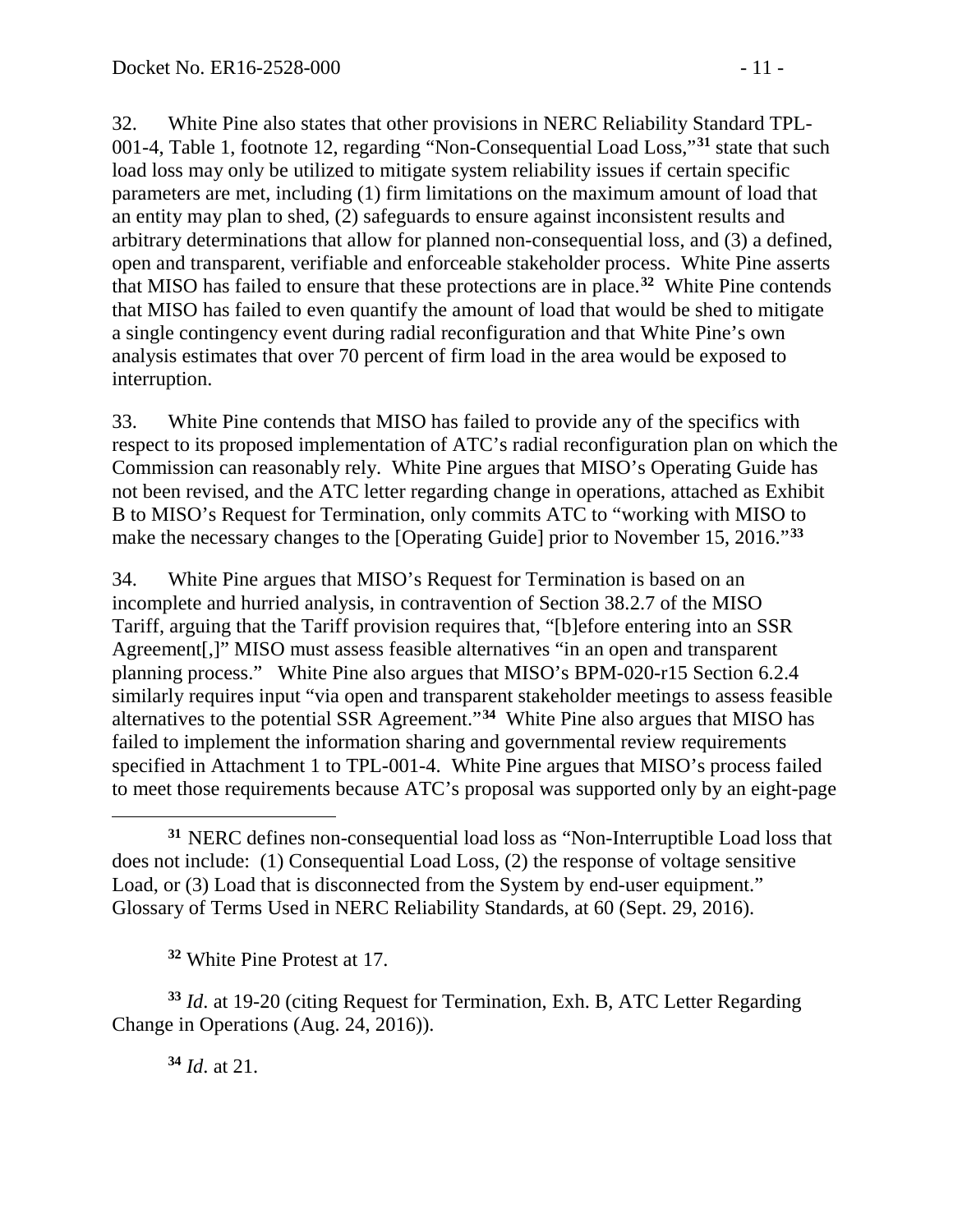32. White Pine also states that other provisions in NERC Reliability Standard TPL-001-4, Table 1, footnote 12, regarding "Non-Consequential Load Loss,"[31] state that such load loss may only be utilized to mitigate system reliability issues if certain specific parameters are met, including (1) firm limitations on the maximum amount of load that an entity may plan to shed, (2) safeguards to ensure against inconsistent results and arbitrary determinations that allow for planned non-consequential loss, and (3) a defined, open and transparent, verifiable and enforceable stakeholder process. White Pine asserts that MISO has failed to ensure that these protections are in place.[32] White Pine contends that MISO has failed to even quantify the amount of load that would be shed to mitigate a single contingency event during radial reconfiguration and that White Pine's own analysis estimates that over 70 percent of firm load in the area would be exposed to interruption.

33. White Pine contends that MISO has failed to provide any of the specifics with respect to its proposed implementation of ATC's radial reconfiguration plan on which the Commission can reasonably rely. White Pine argues that MISO's Operating Guide has not been revised, and the ATC letter regarding change in operations, attached as Exhibit B to MISO's Request for Termination, only commits ATC to "working with MISO to make the necessary changes to the [Operating Guide] prior to November 15, 2016."[33]

34. White Pine argues that MISO's Request for Termination is based on an incomplete and hurried analysis, in contravention of Section 38.2.7 of the MISO Tariff, arguing that the Tariff provision requires that, "[b]efore entering into an SSR Agreement[,]" MISO must assess feasible alternatives "in an open and transparent planning process." White Pine also argues that MISO's BPM-020-r15 Section 6.2.4 similarly requires input "via open and transparent stakeholder meetings to assess feasible alternatives to the potential SSR Agreement."[34] White Pine also argues that MISO has failed to implement the information sharing and governmental review requirements specified in Attachment 1 to TPL-001-4. White Pine argues that MISO's process failed to meet those requirements because ATC's proposal was supported only by an eight-page

---

[31] NERC defines non-consequential load loss as "Non-Interruptible Load loss that does not include: (1) Consequential Load Loss, (2) the response of voltage sensitive Load, or (3) Load that is disconnected from the System by end-user equipment." Glossary of Terms Used in NERC Reliability Standards, at 60 (Sept. 29, 2016).

[32] White Pine Protest at 17.

[33] *Id*. at 19-20 (citing Request for Termination, Exh. B, ATC Letter Regarding Change in Operations (Aug. 24, 2016)).

[34] *Id*. at 21.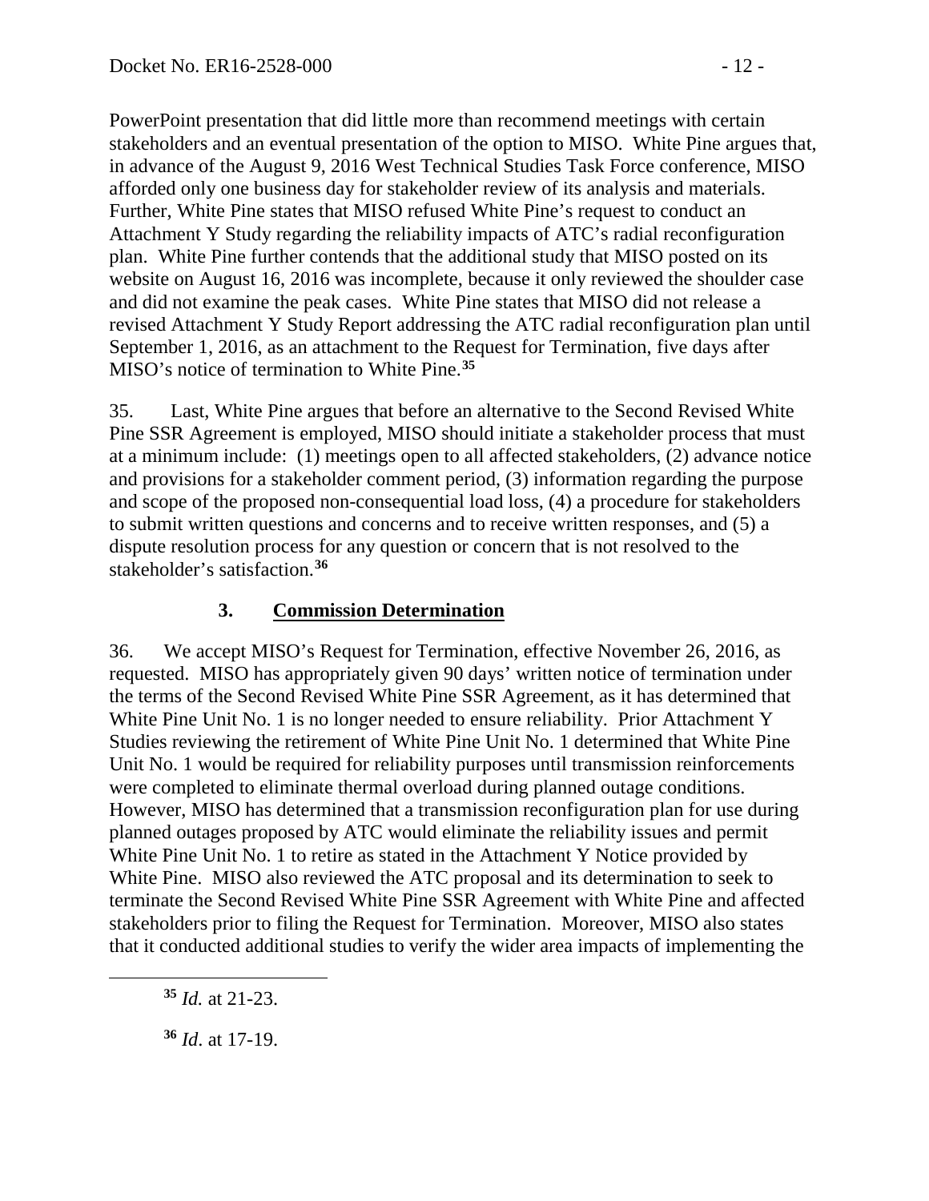PowerPoint presentation that did little more than recommend meetings with certain stakeholders and an eventual presentation of the option to MISO. White Pine argues that, in advance of the August 9, 2016 West Technical Studies Task Force conference, MISO afforded only one business day for stakeholder review of its analysis and materials. Further, White Pine states that MISO refused White Pine's request to conduct an Attachment Y Study regarding the reliability impacts of ATC's radial reconfiguration plan. White Pine further contends that the additional study that MISO posted on its website on August 16, 2016 was incomplete, because it only reviewed the shoulder case and did not examine the peak cases. White Pine states that MISO did not release a revised Attachment Y Study Report addressing the ATC radial reconfiguration plan until September 1, 2016, as an attachment to the Request for Termination, five days after MISO's notice of termination to White Pine.[35]

35. Last, White Pine argues that before an alternative to the Second Revised White Pine SSR Agreement is employed, MISO should initiate a stakeholder process that must at a minimum include: (1) meetings open to all affected stakeholders, (2) advance notice and provisions for a stakeholder comment period, (3) information regarding the purpose and scope of the proposed non-consequential load loss, (4) a procedure for stakeholders to submit written questions and concerns and to receive written responses, and (5) a dispute resolution process for any question or concern that is not resolved to the stakeholder's satisfaction.[36]

### 3. **Commission Determination**

36. We accept MISO's Request for Termination, effective November 26, 2016, as requested. MISO has appropriately given 90 days' written notice of termination under the terms of the Second Revised White Pine SSR Agreement, as it has determined that White Pine Unit No. 1 is no longer needed to ensure reliability. Prior Attachment Y Studies reviewing the retirement of White Pine Unit No. 1 determined that White Pine Unit No. 1 would be required for reliability purposes until transmission reinforcements were completed to eliminate thermal overload during planned outage conditions. However, MISO has determined that a transmission reconfiguration plan for use during planned outages proposed by ATC would eliminate the reliability issues and permit White Pine Unit No. 1 to retire as stated in the Attachment Y Notice provided by White Pine. MISO also reviewed the ATC proposal and its determination to seek to terminate the Second Revised White Pine SSR Agreement with White Pine and affected stakeholders prior to filing the Request for Termination. Moreover, MISO also states that it conducted additional studies to verify the wider area impacts of implementing the

---

[35] *Id.* at 21-23.

[36] *Id*. at 17-19.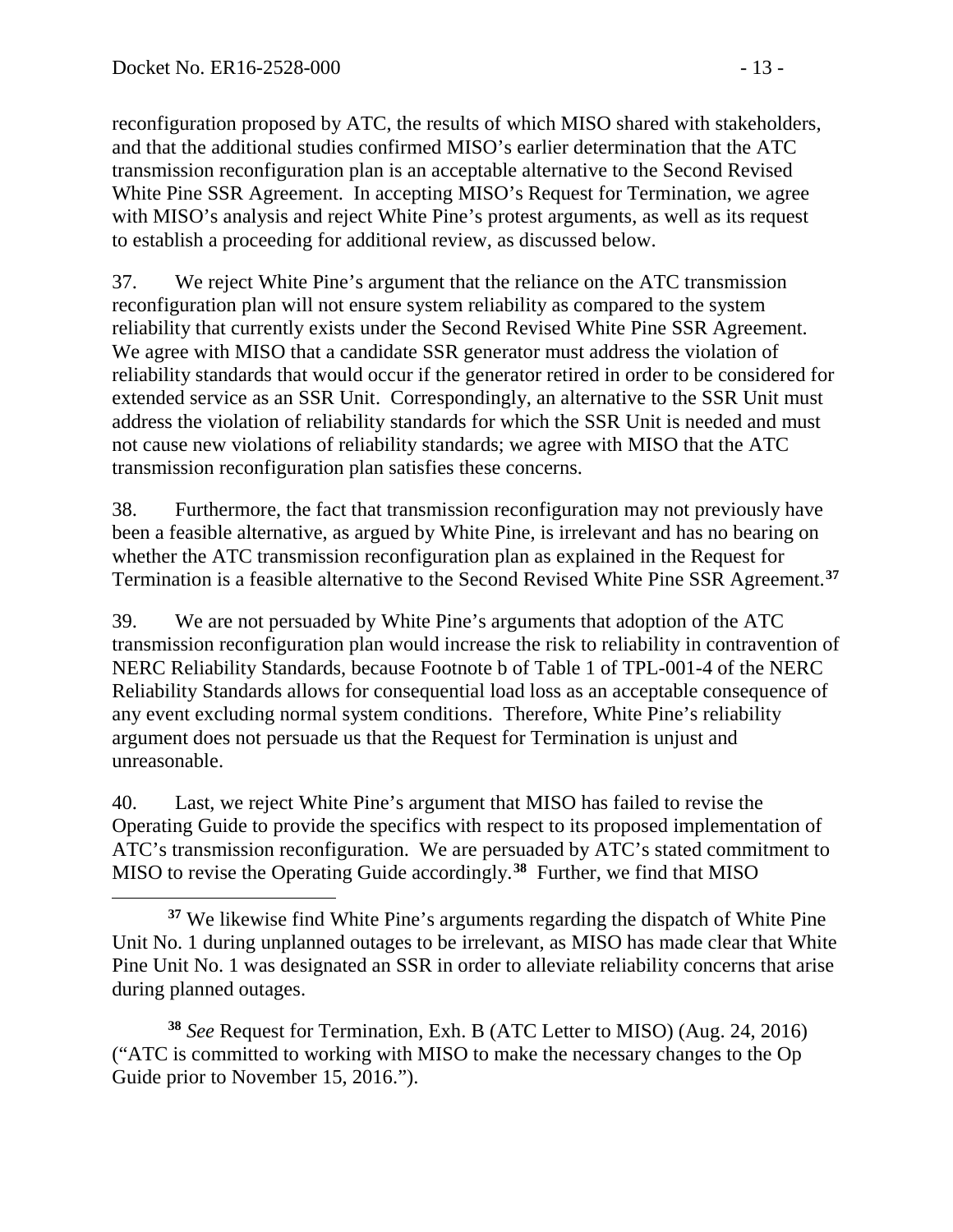reconfiguration proposed by ATC, the results of which MISO shared with stakeholders, and that the additional studies confirmed MISO's earlier determination that the ATC transmission reconfiguration plan is an acceptable alternative to the Second Revised White Pine SSR Agreement. In accepting MISO's Request for Termination, we agree with MISO's analysis and reject White Pine's protest arguments, as well as its request to establish a proceeding for additional review, as discussed below.

37. We reject White Pine's argument that the reliance on the ATC transmission reconfiguration plan will not ensure system reliability as compared to the system reliability that currently exists under the Second Revised White Pine SSR Agreement. We agree with MISO that a candidate SSR generator must address the violation of reliability standards that would occur if the generator retired in order to be considered for extended service as an SSR Unit. Correspondingly, an alternative to the SSR Unit must address the violation of reliability standards for which the SSR Unit is needed and must not cause new violations of reliability standards; we agree with MISO that the ATC transmission reconfiguration plan satisfies these concerns.

38. Furthermore, the fact that transmission reconfiguration may not previously have been a feasible alternative, as argued by White Pine, is irrelevant and has no bearing on whether the ATC transmission reconfiguration plan as explained in the Request for Termination is a feasible alternative to the Second Revised White Pine SSR Agreement.[37]

39. We are not persuaded by White Pine's arguments that adoption of the ATC transmission reconfiguration plan would increase the risk to reliability in contravention of NERC Reliability Standards, because Footnote b of Table 1 of TPL-001-4 of the NERC Reliability Standards allows for consequential load loss as an acceptable consequence of any event excluding normal system conditions. Therefore, White Pine's reliability argument does not persuade us that the Request for Termination is unjust and unreasonable.

40. Last, we reject White Pine's argument that MISO has failed to revise the Operating Guide to provide the specifics with respect to its proposed implementation of ATC's transmission reconfiguration. We are persuaded by ATC's stated commitment to MISO to revise the Operating Guide accordingly.[38] Further, we find that MISO

---

[37] We likewise find White Pine's arguments regarding the dispatch of White Pine Unit No. 1 during unplanned outages to be irrelevant, as MISO has made clear that White Pine Unit No. 1 was designated an SSR in order to alleviate reliability concerns that arise during planned outages.

[38] *See* Request for Termination, Exh. B (ATC Letter to MISO) (Aug. 24, 2016) ("ATC is committed to working with MISO to make the necessary changes to the Op Guide prior to November 15, 2016.").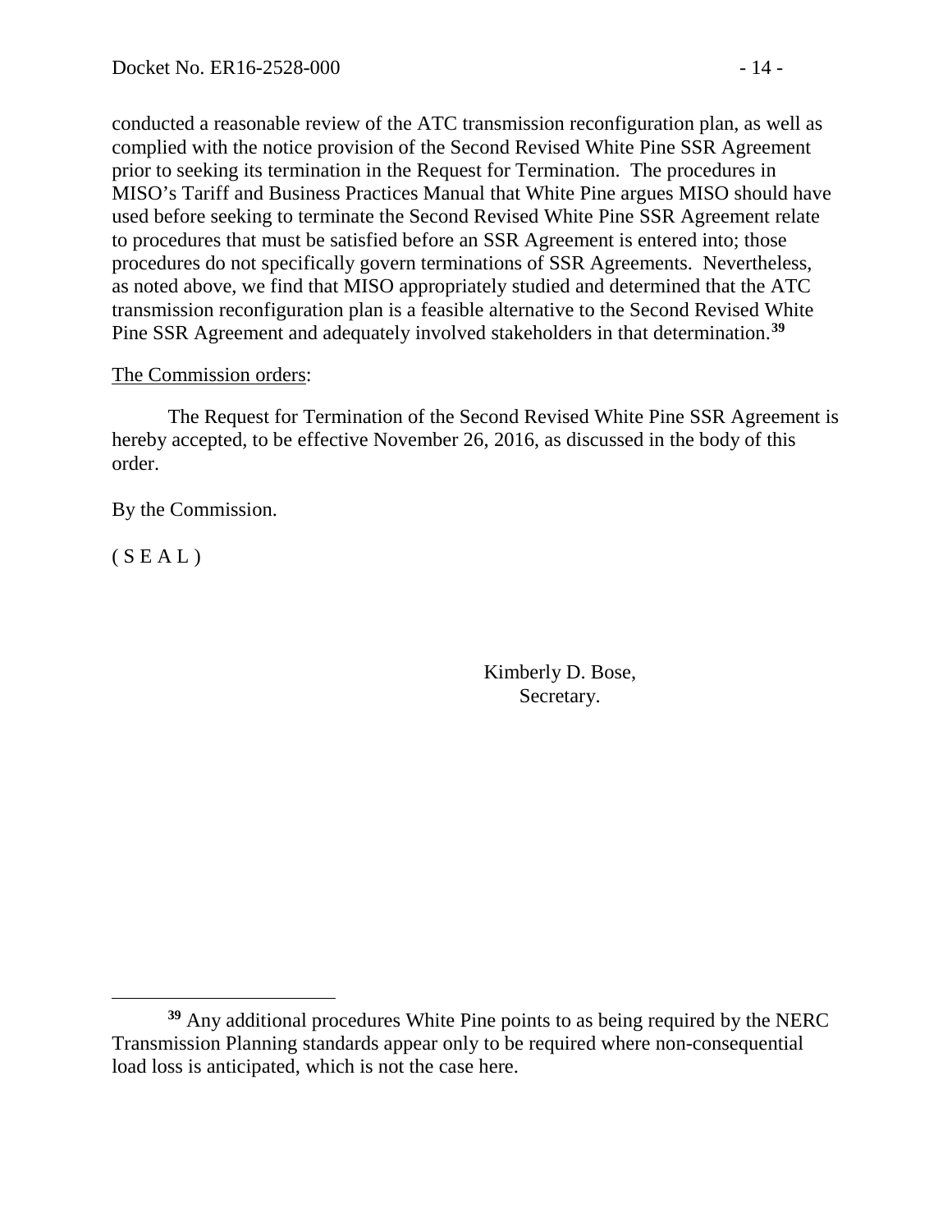conducted a reasonable review of the ATC transmission reconfiguration plan, as well as complied with the notice provision of the Second Revised White Pine SSR Agreement prior to seeking its termination in the Request for Termination. The procedures in MISO's Tariff and Business Practices Manual that White Pine argues MISO should have used before seeking to terminate the Second Revised White Pine SSR Agreement relate to procedures that must be satisfied before an SSR Agreement is entered into; those procedures do not specifically govern terminations of SSR Agreements. Nevertheless, as noted above, we find that MISO appropriately studied and determined that the ATC transmission reconfiguration plan is a feasible alternative to the Second Revised White Pine SSR Agreement and adequately involved stakeholders in that determination.[39]

The Commission orders:

The Request for Termination of the Second Revised White Pine SSR Agreement is hereby accepted, to be effective November 26, 2016, as discussed in the body of this order.

By the Commission.

( S E A L )

Kimberly D. Bose,
Secretary.

[39] Any additional procedures White Pine points to as being required by the NERC Transmission Planning standards appear only to be required where non-consequential load loss is anticipated, which is not the case here.